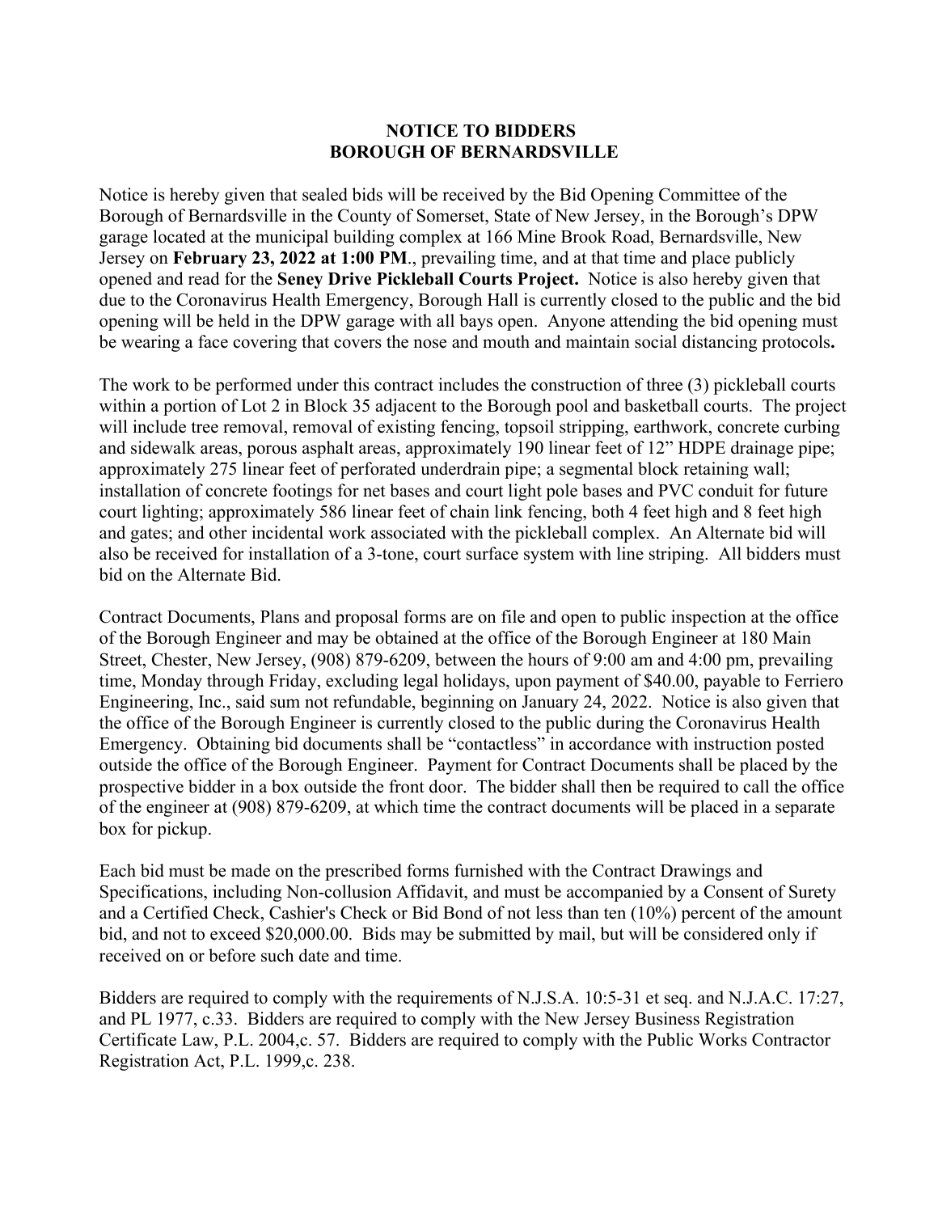**NOTICE TO BIDDERS**
**BOROUGH OF BERNARDSVILLE**

Notice is hereby given that sealed bids will be received by the Bid Opening Committee of the Borough of Bernardsville in the County of Somerset, State of New Jersey, in the Borough's DPW garage located at the municipal building complex at 166 Mine Brook Road, Bernardsville, New Jersey on **February 23, 2022 at 1:00 PM**., prevailing time, and at that time and place publicly opened and read for the **Seney Drive Pickleball Courts Project.** Notice is also hereby given that due to the Coronavirus Health Emergency, Borough Hall is currently closed to the public and the bid opening will be held in the DPW garage with all bays open. Anyone attending the bid opening must be wearing a face covering that covers the nose and mouth and maintain social distancing protocols**.**

The work to be performed under this contract includes the construction of three (3) pickleball courts within a portion of Lot 2 in Block 35 adjacent to the Borough pool and basketball courts. The project will include tree removal, removal of existing fencing, topsoil stripping, earthwork, concrete curbing and sidewalk areas, porous asphalt areas, approximately 190 linear feet of 12" HDPE drainage pipe; approximately 275 linear feet of perforated underdrain pipe; a segmental block retaining wall; installation of concrete footings for net bases and court light pole bases and PVC conduit for future court lighting; approximately 586 linear feet of chain link fencing, both 4 feet high and 8 feet high and gates; and other incidental work associated with the pickleball complex. An Alternate bid will also be received for installation of a 3-tone, court surface system with line striping. All bidders must bid on the Alternate Bid.

Contract Documents, Plans and proposal forms are on file and open to public inspection at the office of the Borough Engineer and may be obtained at the office of the Borough Engineer at 180 Main Street, Chester, New Jersey, (908) 879-6209, between the hours of 9:00 am and 4:00 pm, prevailing time, Monday through Friday, excluding legal holidays, upon payment of $40.00, payable to Ferriero Engineering, Inc., said sum not refundable, beginning on January 24, 2022. Notice is also given that the office of the Borough Engineer is currently closed to the public during the Coronavirus Health Emergency. Obtaining bid documents shall be "contactless" in accordance with instruction posted outside the office of the Borough Engineer. Payment for Contract Documents shall be placed by the prospective bidder in a box outside the front door. The bidder shall then be required to call the office of the engineer at (908) 879-6209, at which time the contract documents will be placed in a separate box for pickup.

Each bid must be made on the prescribed forms furnished with the Contract Drawings and Specifications, including Non-collusion Affidavit, and must be accompanied by a Consent of Surety and a Certified Check, Cashier's Check or Bid Bond of not less than ten (10%) percent of the amount bid, and not to exceed $20,000.00. Bids may be submitted by mail, but will be considered only if received on or before such date and time.

Bidders are required to comply with the requirements of N.J.S.A. 10:5-31 et seq. and N.J.A.C. 17:27, and PL 1977, c.33. Bidders are required to comply with the New Jersey Business Registration Certificate Law, P.L. 2004,c. 57. Bidders are required to comply with the Public Works Contractor Registration Act, P.L. 1999,c. 238.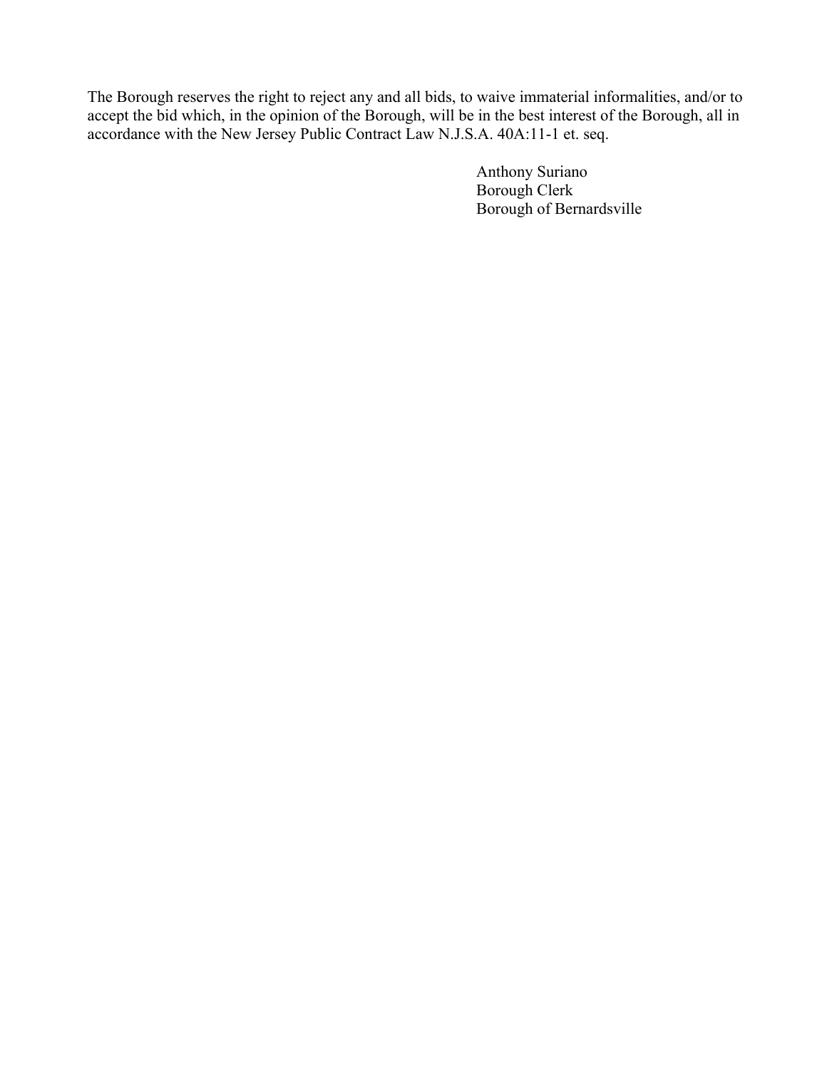The Borough reserves the right to reject any and all bids, to waive immaterial informalities, and/or to accept the bid which, in the opinion of the Borough, will be in the best interest of the Borough, all in accordance with the New Jersey Public Contract Law N.J.S.A. 40A:11-1 et. seq.

Anthony Suriano
Borough Clerk
Borough of Bernardsville